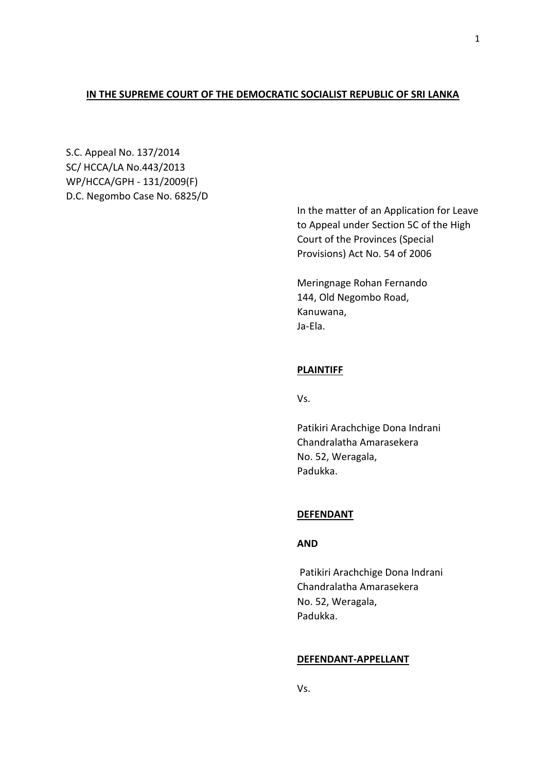**IN THE SUPREME COURT OF THE DEMOCRATIC SOCIALIST REPUBLIC OF SRI LANKA**

S.C. Appeal No. 137/2014
SC/ HCCA/LA No.443/2013
WP/HCCA/GPH - 131/2009(F)
D.C. Negombo Case No. 6825/D

In the matter of an Application for Leave to Appeal under Section 5C of the High Court of the Provinces (Special Provisions) Act No. 54 of 2006

Meringnage Rohan Fernando
144, Old Negombo Road,
Kanuwana,
Ja-Ela.

**PLAINTIFF**

Vs.

Patikiri Arachchige Dona Indrani Chandralatha Amarasekera
No. 52, Weragala,
Padukka.

**DEFENDANT**

**AND**

Patikiri Arachchige Dona Indrani Chandralatha Amarasekera
No. 52, Weragala,
Padukka.

**DEFENDANT-APPELLANT**

Vs.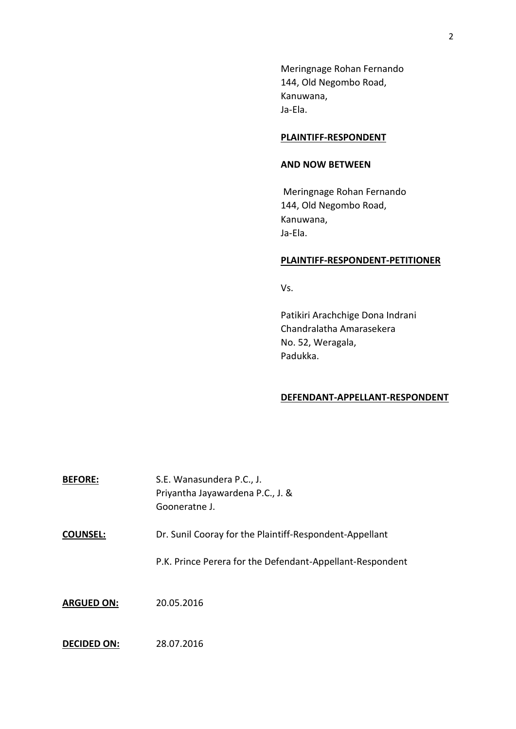Meringnage Rohan Fernando
144, Old Negombo Road,
Kanuwana,
Ja-Ela.

**PLAINTIFF-RESPONDENT**

**AND NOW BETWEEN**

Meringnage Rohan Fernando
144, Old Negombo Road,
Kanuwana,
Ja-Ela.

**PLAINTIFF-RESPONDENT-PETITIONER**

Vs.

Patikiri Arachchige Dona Indrani
Chandralatha Amarasekera
No. 52, Weragala,
Padukka.

**DEFENDANT-APPELLANT-RESPONDENT**

**BEFORE:** S.E. Wanasundera P.C., J.
Priyantha Jayawardena P.C., J. &
Gooneratne J.

**COUNSEL:** Dr. Sunil Cooray for the Plaintiff-Respondent-Appellant

P.K. Prince Perera for the Defendant-Appellant-Respondent

**ARGUED ON:** 20.05.2016

**DECIDED ON:** 28.07.2016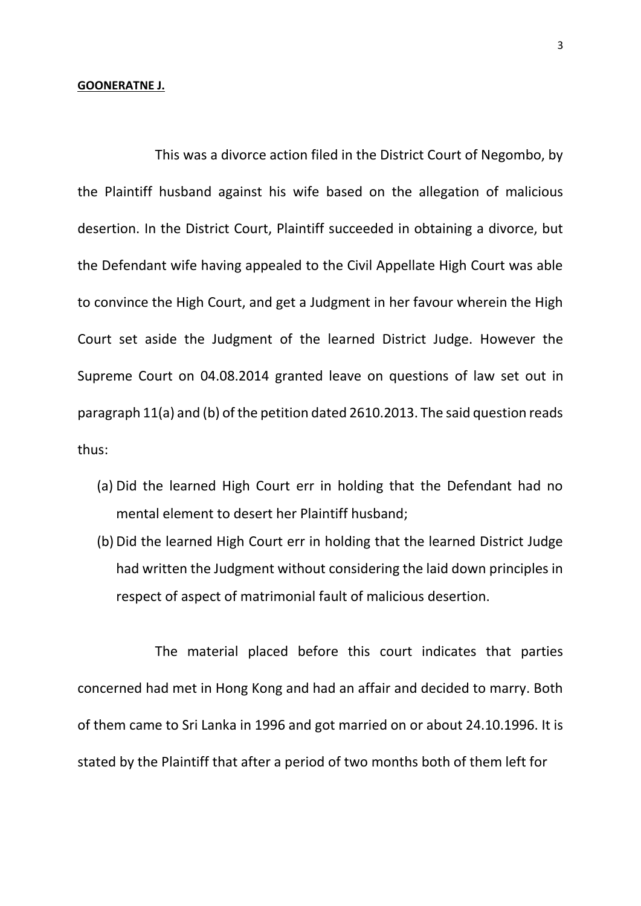**GOONERATNE J.**

This was a divorce action filed in the District Court of Negombo, by the Plaintiff husband against his wife based on the allegation of malicious desertion. In the District Court, Plaintiff succeeded in obtaining a divorce, but the Defendant wife having appealed to the Civil Appellate High Court was able to convince the High Court, and get a Judgment in her favour wherein the High Court set aside the Judgment of the learned District Judge. However the Supreme Court on 04.08.2014 granted leave on questions of law set out in paragraph 11(a) and (b) of the petition dated 2610.2013. The said question reads thus:

(a) Did the learned High Court err in holding that the Defendant had no mental element to desert her Plaintiff husband;

(b) Did the learned High Court err in holding that the learned District Judge had written the Judgment without considering the laid down principles in respect of aspect of matrimonial fault of malicious desertion.

The material placed before this court indicates that parties concerned had met in Hong Kong and had an affair and decided to marry. Both of them came to Sri Lanka in 1996 and got married on or about 24.10.1996. It is stated by the Plaintiff that after a period of two months both of them left for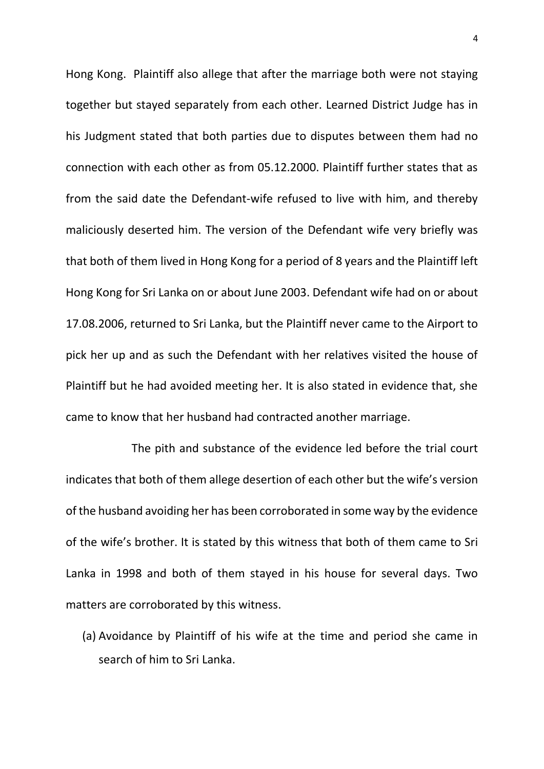Hong Kong. Plaintiff also allege that after the marriage both were not staying together but stayed separately from each other. Learned District Judge has in his Judgment stated that both parties due to disputes between them had no connection with each other as from 05.12.2000. Plaintiff further states that as from the said date the Defendant-wife refused to live with him, and thereby maliciously deserted him. The version of the Defendant wife very briefly was that both of them lived in Hong Kong for a period of 8 years and the Plaintiff left Hong Kong for Sri Lanka on or about June 2003. Defendant wife had on or about 17.08.2006, returned to Sri Lanka, but the Plaintiff never came to the Airport to pick her up and as such the Defendant with her relatives visited the house of Plaintiff but he had avoided meeting her. It is also stated in evidence that, she came to know that her husband had contracted another marriage.

The pith and substance of the evidence led before the trial court indicates that both of them allege desertion of each other but the wife's version of the husband avoiding her has been corroborated in some way by the evidence of the wife's brother. It is stated by this witness that both of them came to Sri Lanka in 1998 and both of them stayed in his house for several days. Two matters are corroborated by this witness.

(a) Avoidance by Plaintiff of his wife at the time and period she came in search of him to Sri Lanka.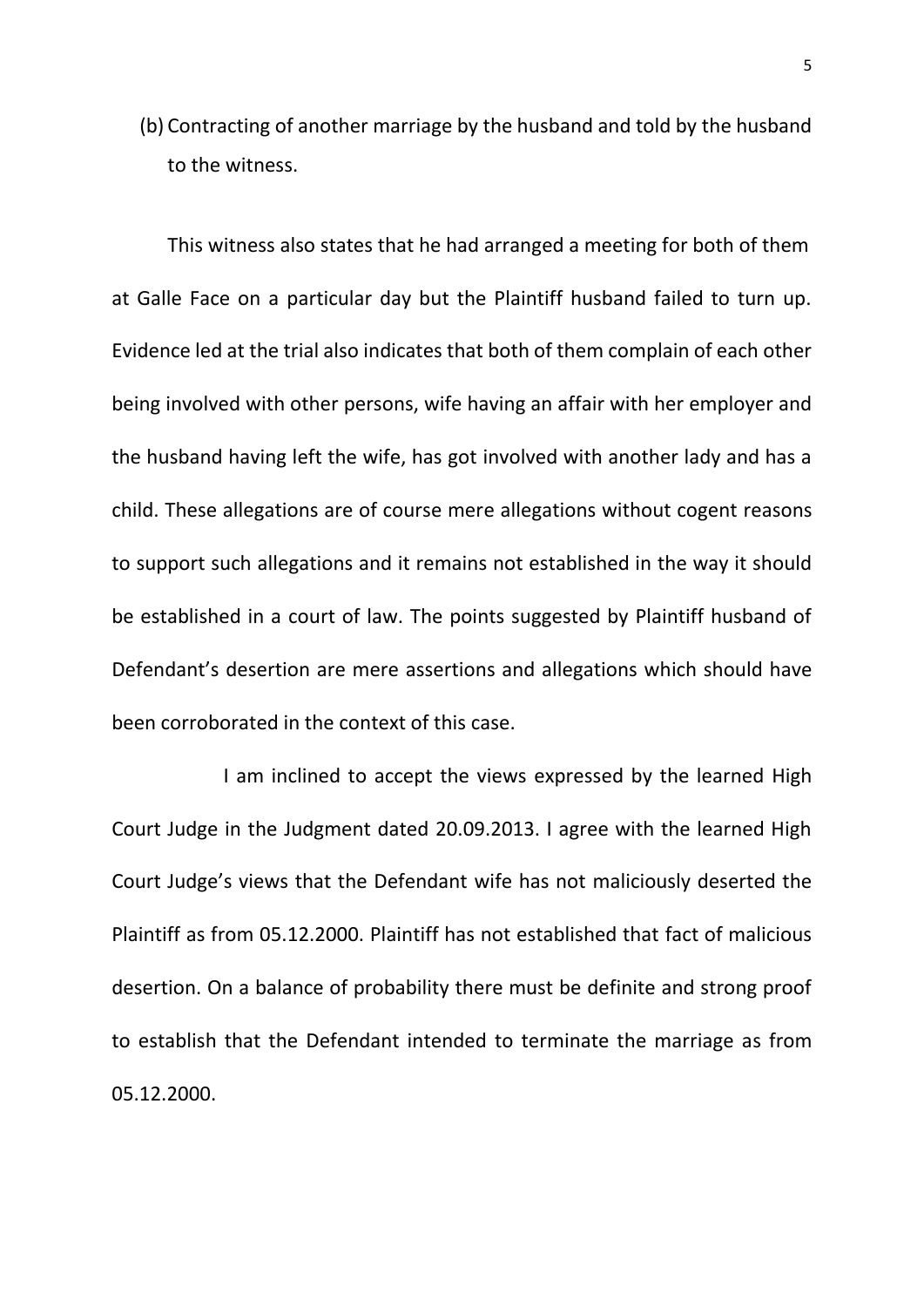(b) Contracting of another marriage by the husband and told by the husband to the witness.

This witness also states that he had arranged a meeting for both of them at Galle Face on a particular day but the Plaintiff husband failed to turn up. Evidence led at the trial also indicates that both of them complain of each other being involved with other persons, wife having an affair with her employer and the husband having left the wife, has got involved with another lady and has a child. These allegations are of course mere allegations without cogent reasons to support such allegations and it remains not established in the way it should be established in a court of law. The points suggested by Plaintiff husband of Defendant's desertion are mere assertions and allegations which should have been corroborated in the context of this case.

I am inclined to accept the views expressed by the learned High Court Judge in the Judgment dated 20.09.2013. I agree with the learned High Court Judge's views that the Defendant wife has not maliciously deserted the Plaintiff as from 05.12.2000. Plaintiff has not established that fact of malicious desertion. On a balance of probability there must be definite and strong proof to establish that the Defendant intended to terminate the marriage as from 05.12.2000.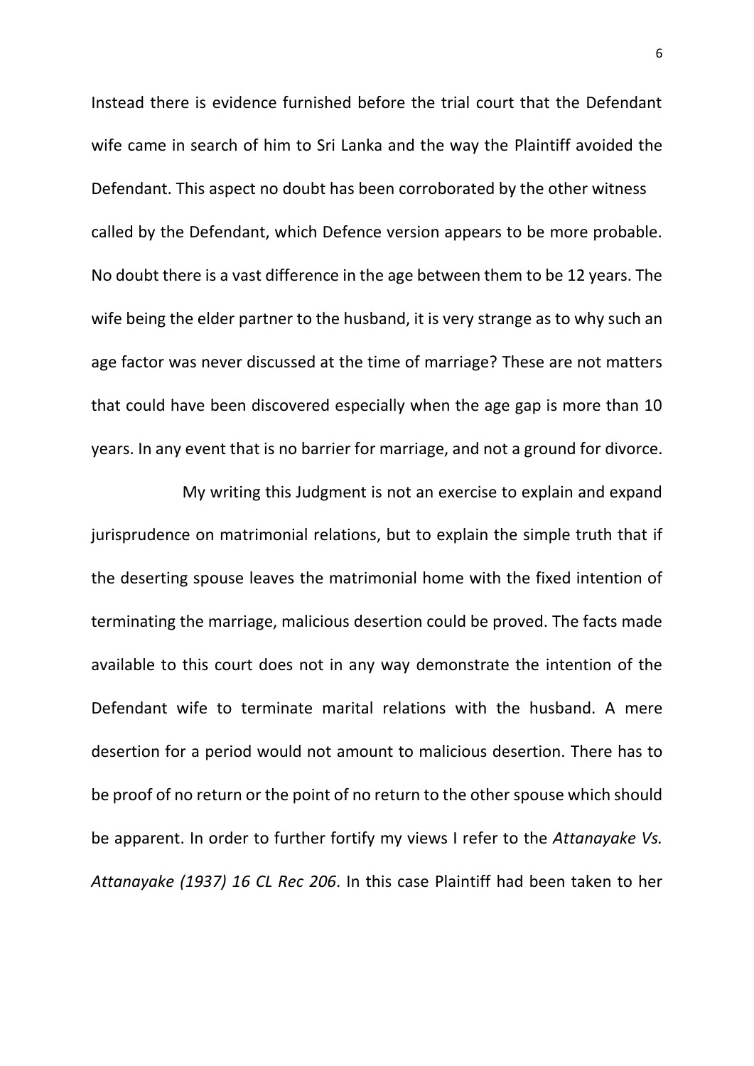Instead there is evidence furnished before the trial court that the Defendant wife came in search of him to Sri Lanka and the way the Plaintiff avoided the Defendant. This aspect no doubt has been corroborated by the other witness called by the Defendant, which Defence version appears to be more probable. No doubt there is a vast difference in the age between them to be 12 years. The wife being the elder partner to the husband, it is very strange as to why such an age factor was never discussed at the time of marriage? These are not matters that could have been discovered especially when the age gap is more than 10 years. In any event that is no barrier for marriage, and not a ground for divorce.

My writing this Judgment is not an exercise to explain and expand jurisprudence on matrimonial relations, but to explain the simple truth that if the deserting spouse leaves the matrimonial home with the fixed intention of terminating the marriage, malicious desertion could be proved. The facts made available to this court does not in any way demonstrate the intention of the Defendant wife to terminate marital relations with the husband. A mere desertion for a period would not amount to malicious desertion. There has to be proof of no return or the point of no return to the other spouse which should be apparent. In order to further fortify my views I refer to the *Attanayake Vs. Attanayake (1937) 16 CL Rec 206*. In this case Plaintiff had been taken to her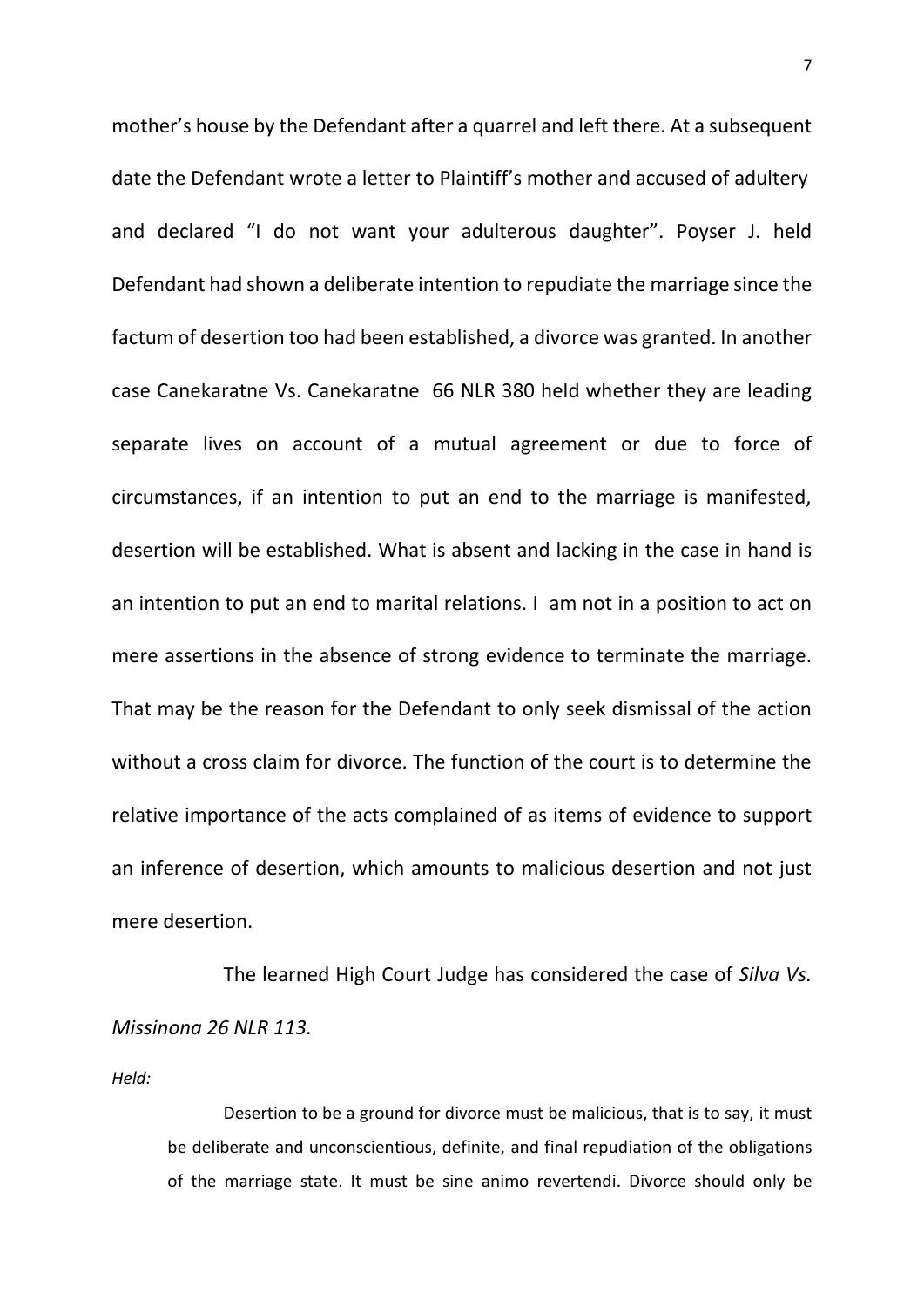mother's house by the Defendant after a quarrel and left there. At a subsequent date the Defendant wrote a letter to Plaintiff's mother and accused of adultery and declared "I do not want your adulterous daughter". Poyser J. held Defendant had shown a deliberate intention to repudiate the marriage since the factum of desertion too had been established, a divorce was granted. In another case Canekaratne Vs. Canekaratne 66 NLR 380 held whether they are leading separate lives on account of a mutual agreement or due to force of circumstances, if an intention to put an end to the marriage is manifested, desertion will be established. What is absent and lacking in the case in hand is an intention to put an end to marital relations. I am not in a position to act on mere assertions in the absence of strong evidence to terminate the marriage. That may be the reason for the Defendant to only seek dismissal of the action without a cross claim for divorce. The function of the court is to determine the relative importance of the acts complained of as items of evidence to support an inference of desertion, which amounts to malicious desertion and not just mere desertion.

The learned High Court Judge has considered the case of *Silva Vs. Missinona 26 NLR 113.*

*Held:*

> Desertion to be a ground for divorce must be malicious, that is to say, it must be deliberate and unconscientious, definite, and final repudiation of the obligations of the marriage state. It must be sine animo revertendi. Divorce should only be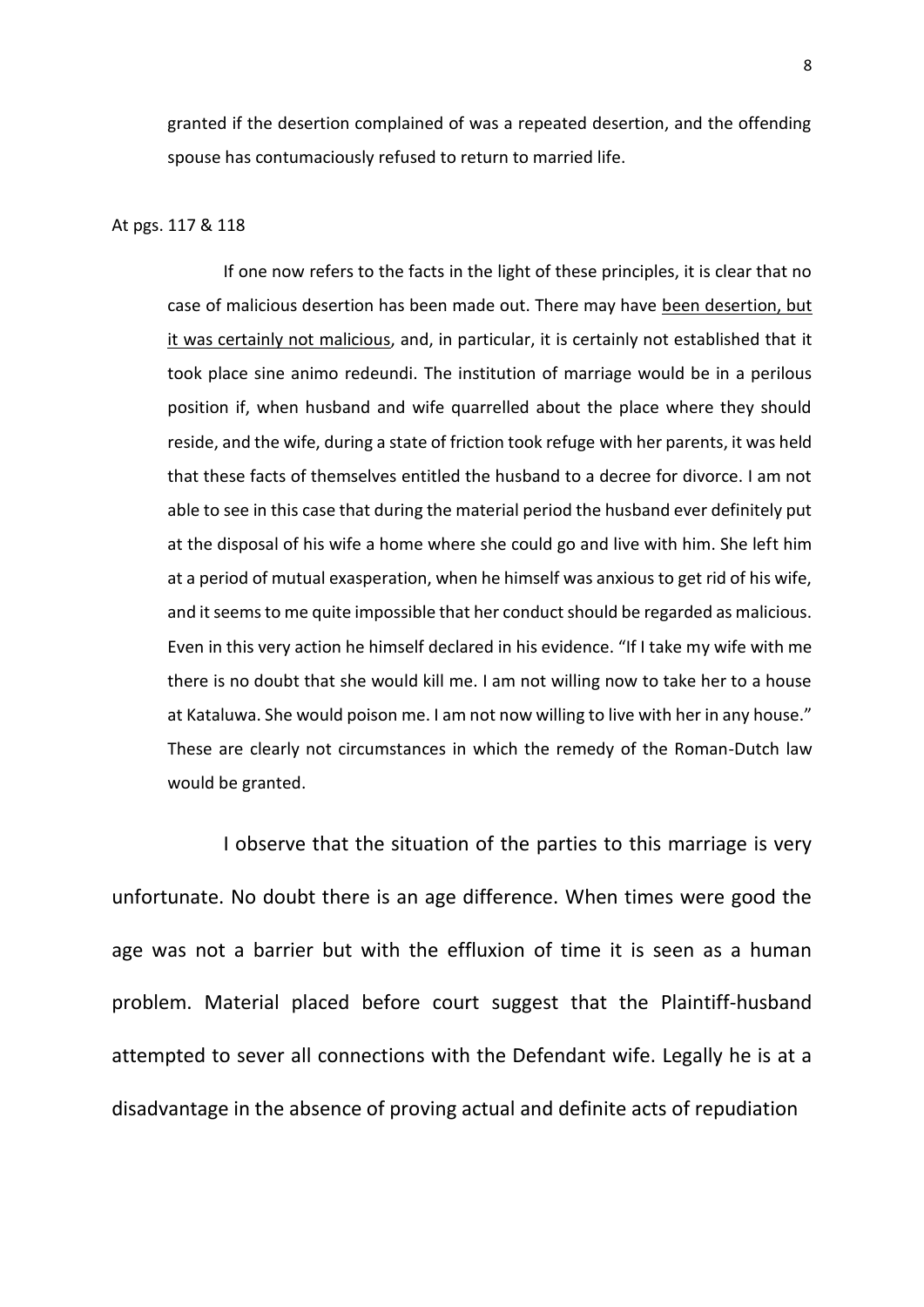granted if the desertion complained of was a repeated desertion, and the offending spouse has contumaciously refused to return to married life.

At pgs. 117 & 118

> If one now refers to the facts in the light of these principles, it is clear that no case of malicious desertion has been made out. There may have <u>been desertion, but it was certainly not malicious</u>, and, in particular, it is certainly not established that it took place sine animo redeundi. The institution of marriage would be in a perilous position if, when husband and wife quarrelled about the place where they should reside, and the wife, during a state of friction took refuge with her parents, it was held that these facts of themselves entitled the husband to a decree for divorce. I am not able to see in this case that during the material period the husband ever definitely put at the disposal of his wife a home where she could go and live with him. She left him at a period of mutual exasperation, when he himself was anxious to get rid of his wife, and it seems to me quite impossible that her conduct should be regarded as malicious. Even in this very action he himself declared in his evidence. "If I take my wife with me there is no doubt that she would kill me. I am not willing now to take her to a house at Kataluwa. She would poison me. I am not now willing to live with her in any house." These are clearly not circumstances in which the remedy of the Roman-Dutch law would be granted.

I observe that the situation of the parties to this marriage is very unfortunate. No doubt there is an age difference. When times were good the age was not a barrier but with the effluxion of time it is seen as a human problem. Material placed before court suggest that the Plaintiff-husband attempted to sever all connections with the Defendant wife. Legally he is at a disadvantage in the absence of proving actual and definite acts of repudiation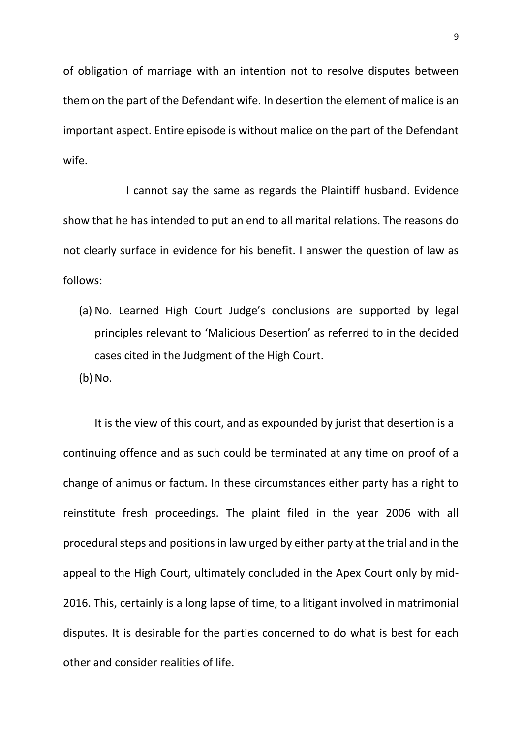of obligation of marriage with an intention not to resolve disputes between them on the part of the Defendant wife. In desertion the element of malice is an important aspect. Entire episode is without malice on the part of the Defendant wife.

I cannot say the same as regards the Plaintiff husband. Evidence show that he has intended to put an end to all marital relations. The reasons do not clearly surface in evidence for his benefit. I answer the question of law as follows:

(a) No. Learned High Court Judge's conclusions are supported by legal principles relevant to 'Malicious Desertion' as referred to in the decided cases cited in the Judgment of the High Court.

(b) No.

It is the view of this court, and as expounded by jurist that desertion is a continuing offence and as such could be terminated at any time on proof of a change of animus or factum. In these circumstances either party has a right to reinstitute fresh proceedings. The plaint filed in the year 2006 with all procedural steps and positions in law urged by either party at the trial and in the appeal to the High Court, ultimately concluded in the Apex Court only by mid-2016. This, certainly is a long lapse of time, to a litigant involved in matrimonial disputes. It is desirable for the parties concerned to do what is best for each other and consider realities of life.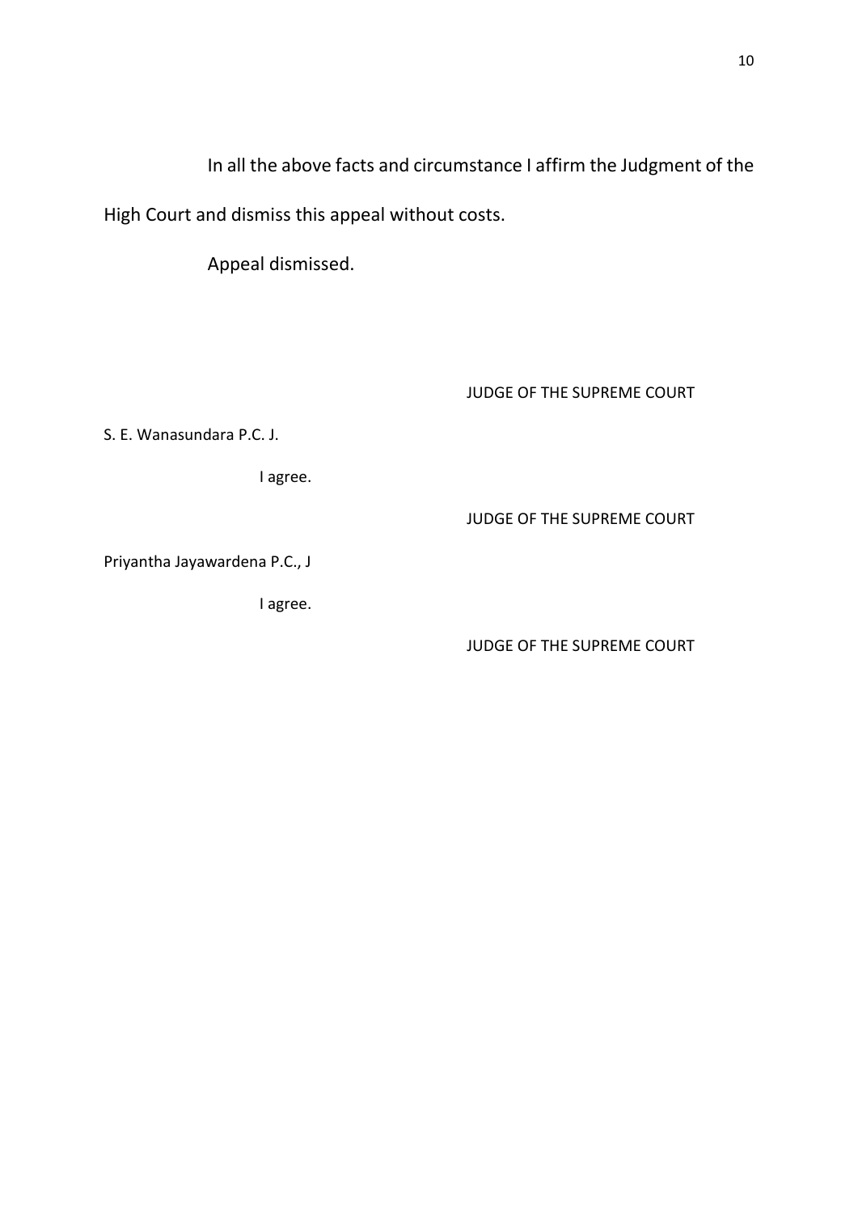In all the above facts and circumstance I affirm the Judgment of the High Court and dismiss this appeal without costs.

Appeal dismissed.

JUDGE OF THE SUPREME COURT

S. E. Wanasundara P.C. J.

I agree.

JUDGE OF THE SUPREME COURT

Priyantha Jayawardena P.C., J

I agree.

JUDGE OF THE SUPREME COURT